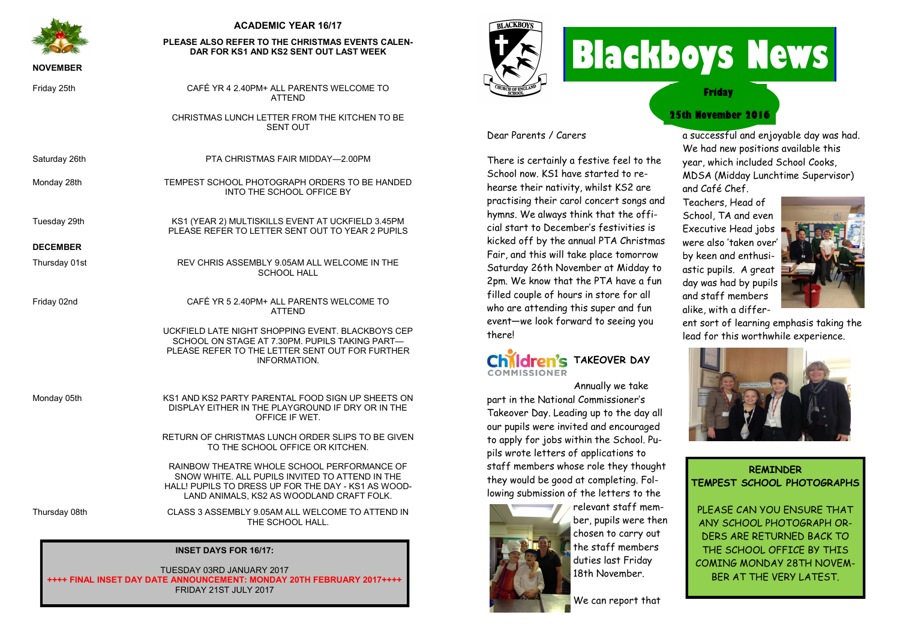## ACADEMIC YEAR 16/17

**PLEASE ALSO REFER TO THE CHRISTMAS EVENTS CALENDAR FOR KS1 AND KS2 SENT OUT LAST WEEK**

### NOVEMBER

| Date | Event |
|---|---|
| Friday 25th | CAFÉ YR 4 2.40PM+ ALL PARENTS WELCOME TO ATTEND |
| | CHRISTMAS LUNCH LETTER FROM THE KITCHEN TO BE SENT OUT |
| Saturday 26th | PTA CHRISTMAS FAIR MIDDAY—2.00PM |
| Monday 28th | TEMPEST SCHOOL PHOTOGRAPH ORDERS TO BE HANDED INTO THE SCHOOL OFFICE BY |
| Tuesday 29th | KS1 (YEAR 2) MULTISKILLS EVENT AT UCKFIELD 3.45PM PLEASE REFER TO LETTER SENT OUT TO YEAR 2 PUPILS |

### DECEMBER

| Date | Event |
|---|---|
| Thursday 01st | REV CHRIS ASSEMBLY 9.05AM ALL WELCOME IN THE SCHOOL HALL |
| Friday 02nd | CAFÉ YR 5 2.40PM+ ALL PARENTS WELCOME TO ATTEND |
| | UCKFIELD LATE NIGHT SHOPPING EVENT. BLACKBOYS CEP SCHOOL ON STAGE AT 7.30PM. PUPILS TAKING PART—PLEASE REFER TO THE LETTER SENT OUT FOR FURTHER INFORMATION. |
| Monday 05th | KS1 AND KS2 PARTY PARENTAL FOOD SIGN UP SHEETS ON DISPLAY EITHER IN THE PLAYGROUND IF DRY OR IN THE OFFICE IF WET. |
| | RETURN OF CHRISTMAS LUNCH ORDER SLIPS TO BE GIVEN TO THE SCHOOL OFFICE OR KITCHEN. |
| | RAINBOW THEATRE WHOLE SCHOOL PERFORMANCE OF SNOW WHITE. ALL PUPILS INVITED TO ATTEND IN THE HALL! PUPILS TO DRESS UP FOR THE DAY - KS1 AS WOODLAND ANIMALS, KS2 AS WOODLAND CRAFT FOLK. |
| Thursday 08th | CLASS 3 ASSEMBLY 9.05AM ALL WELCOME TO ATTEND IN THE SCHOOL HALL. |

**INSET DAYS FOR 16/17:**

TUESDAY 03RD JANUARY 2017

**++++ FINAL INSET DAY DATE ANNOUNCEMENT: MONDAY 20TH FEBRUARY 2017++++**

FRIDAY 21ST JULY 2017

# Blackboys News

**Friday 25th November 2016**

Dear Parents / Carers

There is certainly a festive feel to the School now. KS1 have started to rehearse their nativity, whilst KS2 are practising their carol concert songs and hymns. We always think that the official start to December's festivities is kicked off by the annual PTA Christmas Fair, and this will take place tomorrow Saturday 26th November at Midday to 2pm. We know that the PTA have a fun filled couple of hours in store for all who are attending this super and fun event—we look forward to seeing you there!

## Children's Commissioner TAKEOVER DAY

Annually we take part in the National Commissioner's Takeover Day. Leading up to the day all our pupils were invited and encouraged to apply for jobs within the School. Pupils wrote letters of applications to staff members whose role they thought they would be good at completing. Following submission of the letters to the relevant staff member, pupils were then chosen to carry out the staff members duties last Friday 18th November.

We can report that a successful and enjoyable day was had. We had new positions available this year, which included School Cooks, MDSA (Midday Lunchtime Supervisor) and Café Chef.

Teachers, Head of School, TA and even Executive Head jobs were also 'taken over' by keen and enthusiastic pupils. A great day was had by pupils and staff members alike, with a different sort of learning emphasis taking the lead for this worthwhile experience.

**REMINDER**
**TEMPEST SCHOOL PHOTOGRAPHS**

PLEASE CAN YOU ENSURE THAT ANY SCHOOL PHOTOGRAPH ORDERS ARE RETURNED BACK TO THE SCHOOL OFFICE BY THIS COMING MONDAY 28TH NOVEMBER AT THE VERY LATEST.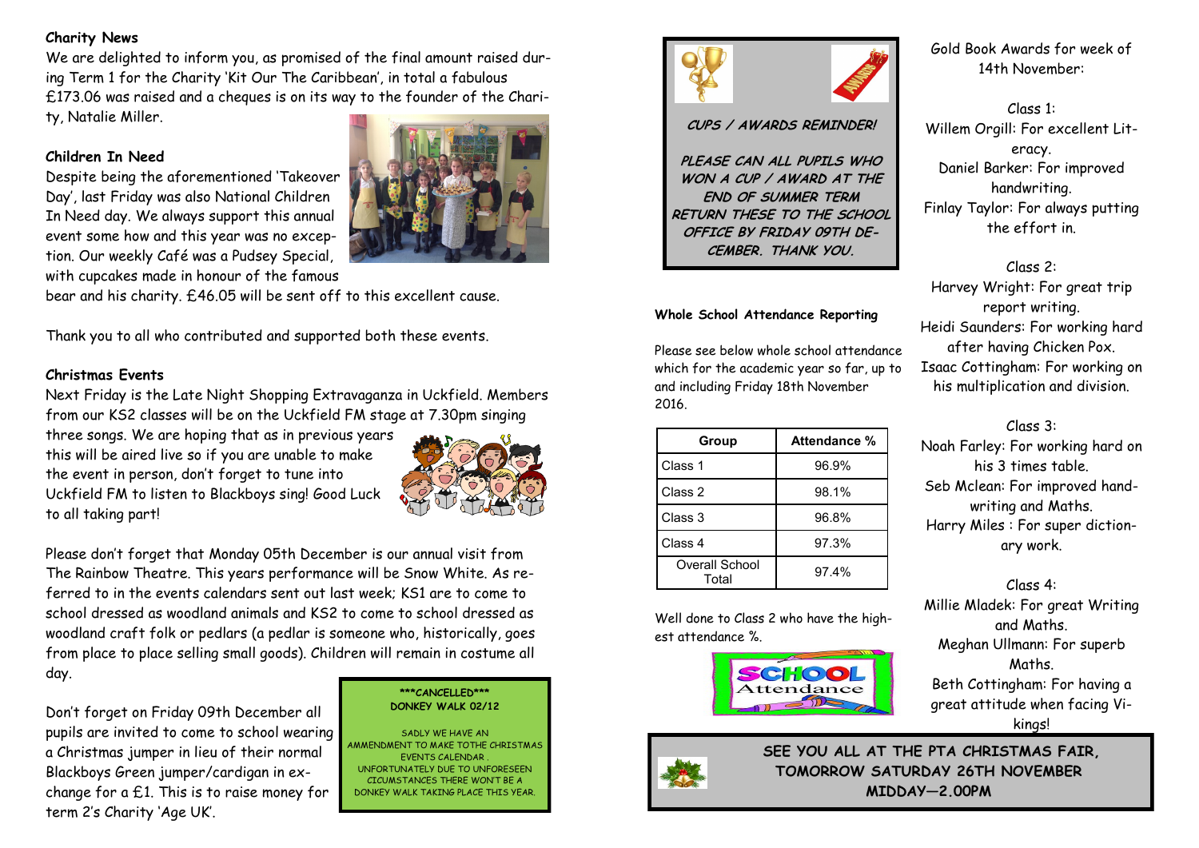## Charity News

We are delighted to inform you, as promised of the final amount raised during Term 1 for the Charity 'Kit Our The Caribbean', in total a fabulous £173.06 was raised and a cheques is on its way to the founder of the Charity, Natalie Miller.

## Children In Need

Despite being the aforementioned 'Takeover Day', last Friday was also National Children In Need day. We always support this annual event some how and this year was no exception. Our weekly Café was a Pudsey Special, with cupcakes made in honour of the famous bear and his charity. £46.05 will be sent off to this excellent cause.

Thank you to all who contributed and supported both these events.

## Christmas Events

Next Friday is the Late Night Shopping Extravaganza in Uckfield. Members from our KS2 classes will be on the Uckfield FM stage at 7.30pm singing three songs. We are hoping that as in previous years this will be aired live so if you are unable to make the event in person, don't forget to tune into Uckfield FM to listen to Blackboys sing! Good Luck to all taking part!

Please don't forget that Monday 05th December is our annual visit from The Rainbow Theatre. This years performance will be Snow White. As referred to in the events calendars sent out last week; KS1 are to come to school dressed as woodland animals and KS2 to come to school dressed as woodland craft folk or pedlars (a pedlar is someone who, historically, goes from place to place selling small goods). Children will remain in costume all day.

Don't forget on Friday 09th December all pupils are invited to come to school wearing a Christmas jumper in lieu of their normal Blackboys Green jumper/cardigan in exchange for a £1. This is to raise money for term 2's Charity 'Age UK'.

**\*\*\*CANCELLED\*\*\***
**DONKEY WALK 02/12**

SADLY WE HAVE AN AMMENDMENT TO MAKE TOTHE CHRISTMAS EVENTS CALENDAR . UNFORTUNATELY DUE TO UNFORESEEN CICUMSTANCES THERE WON'T BE A DONKEY WALK TAKING PLACE THIS YEAR.

***CUPS / AWARDS REMINDER!***

***PLEASE CAN ALL PUPILS WHO WON A CUP / AWARD AT THE END OF SUMMER TERM RETURN THESE TO THE SCHOOL OFFICE BY FRIDAY 09TH DECEMBER. THANK YOU.***

### Whole School Attendance Reporting

Please see below whole school attendance which for the academic year so far, up to and including Friday 18th November 2016.

| Group | Attendance % |
|---|---|
| Class 1 | 96.9% |
| Class 2 | 98.1% |
| Class 3 | 96.8% |
| Class 4 | 97.3% |
| Overall School Total | 97.4% |

Well done to Class 2 who have the highest attendance %.

Gold Book Awards for week of 14th November:

Class 1:
Willem Orgill: For excellent Literacy.
Daniel Barker: For improved handwriting.
Finlay Taylor: For always putting the effort in.

Class 2:
Harvey Wright: For great trip report writing.
Heidi Saunders: For working hard after having Chicken Pox.
Isaac Cottingham: For working on his multiplication and division.

Class 3:
Noah Farley: For working hard on his 3 times table.
Seb Mclean: For improved handwriting and Maths.
Harry Miles : For super dictionary work.

Class 4:
Millie Mladek: For great Writing and Maths.
Meghan Ullmann: For superb Maths.
Beth Cottingham: For having a great attitude when facing Vikings!

**SEE YOU ALL AT THE PTA CHRISTMAS FAIR, TOMORROW SATURDAY 26TH NOVEMBER MIDDAY—2.00PM**